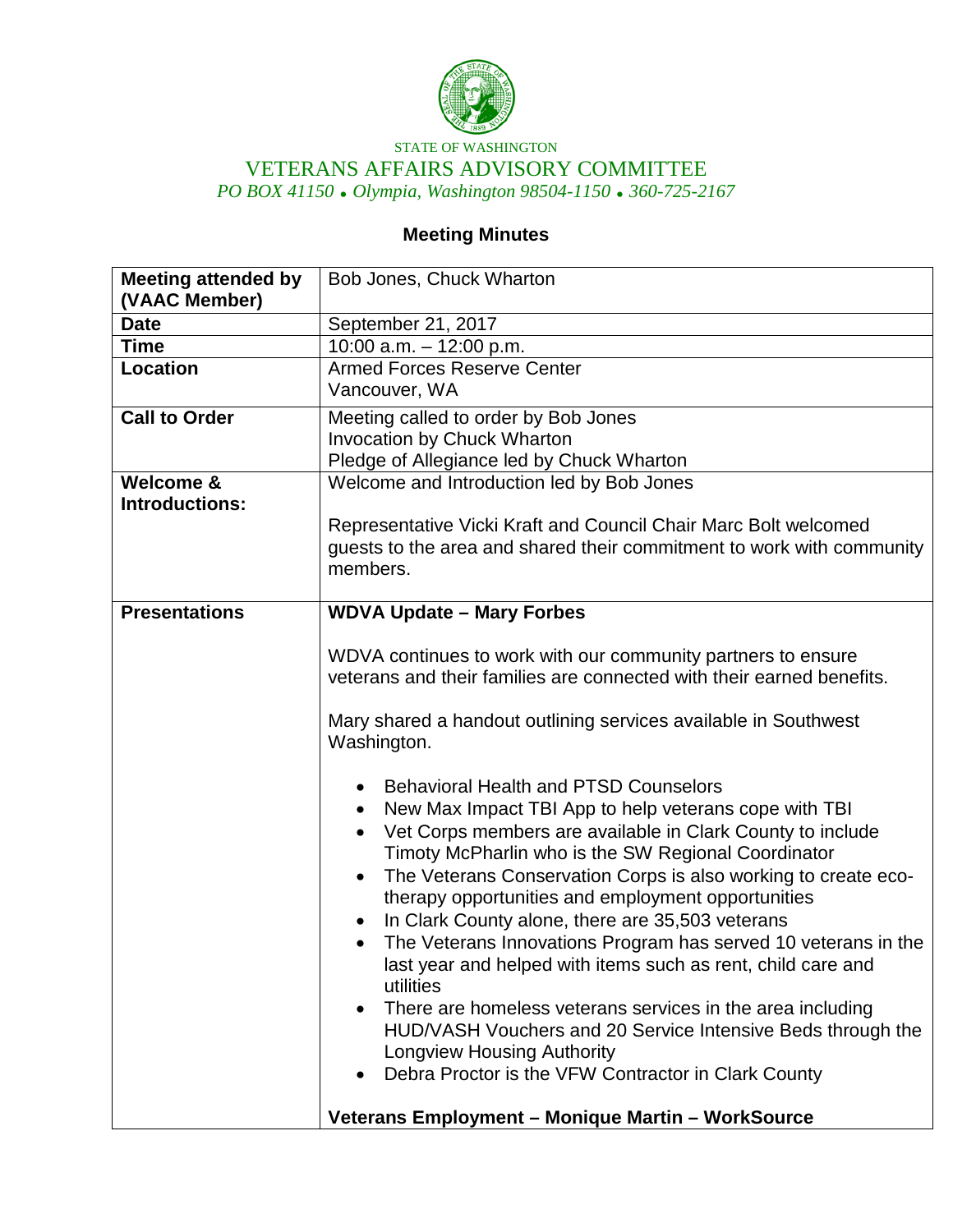STATE OF WASHINGTON

# VETERANS AFFAIRS ADVISORY COMMITTEE

*PO BOX 41150 • Olympia, Washington 98504-1150 • 360-725-2167*

## Meeting Minutes

| **Meeting attended by (VAAC Member)** | Bob Jones, Chuck Wharton |
|---|---|
| **Date** | September 21, 2017 |
| **Time** | 10:00 a.m. – 12:00 p.m. |
| **Location** | Armed Forces Reserve Center<br>Vancouver, WA |
| **Call to Order** | Meeting called to order by Bob Jones<br>Invocation by Chuck Wharton<br>Pledge of Allegiance led by Chuck Wharton |
| **Welcome & Introductions:** | Welcome and Introduction led by Bob Jones<br><br>Representative Vicki Kraft and Council Chair Marc Bolt welcomed guests to the area and shared their commitment to work with community members. |
| **Presentations** | **WDVA Update – Mary Forbes**<br><br>WDVA continues to work with our community partners to ensure veterans and their families are connected with their earned benefits.<br><br>Mary shared a handout outlining services available in Southwest Washington.<br><br>• Behavioral Health and PTSD Counselors<br>• New Max Impact TBI App to help veterans cope with TBI<br>• Vet Corps members are available in Clark County to include Timoty McPharlin who is the SW Regional Coordinator<br>• The Veterans Conservation Corps is also working to create eco-therapy opportunities and employment opportunities<br>• In Clark County alone, there are 35,503 veterans<br>• The Veterans Innovations Program has served 10 veterans in the last year and helped with items such as rent, child care and utilities<br>• There are homeless veterans services in the area including HUD/VASH Vouchers and 20 Service Intensive Beds through the Longview Housing Authority<br>• Debra Proctor is the VFW Contractor in Clark County<br><br>**Veterans Employment – Monique Martin – WorkSource** |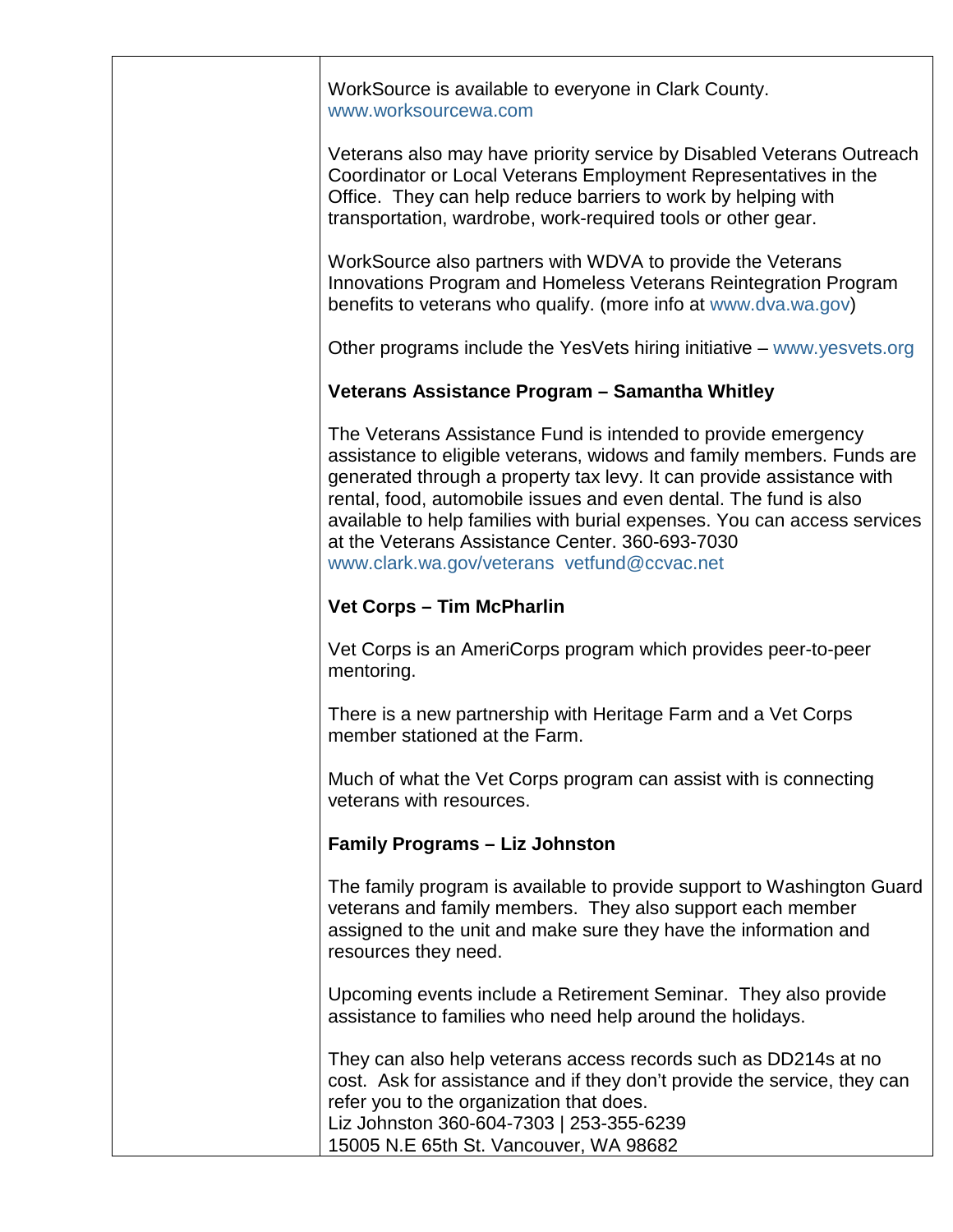WorkSource is available to everyone in Clark County.
www.worksourcewa.com

Veterans also may have priority service by Disabled Veterans Outreach Coordinator or Local Veterans Employment Representatives in the Office. They can help reduce barriers to work by helping with transportation, wardrobe, work-required tools or other gear.

WorkSource also partners with WDVA to provide the Veterans Innovations Program and Homeless Veterans Reintegration Program benefits to veterans who qualify. (more info at www.dva.wa.gov)

Other programs include the YesVets hiring initiative – www.yesvets.org

**Veterans Assistance Program – Samantha Whitley**

The Veterans Assistance Fund is intended to provide emergency assistance to eligible veterans, widows and family members. Funds are generated through a property tax levy. It can provide assistance with rental, food, automobile issues and even dental. The fund is also available to help families with burial expenses. You can access services at the Veterans Assistance Center. 360-693-7030
www.clark.wa.gov/veterans vetfund@ccvac.net

**Vet Corps – Tim McPharlin**

Vet Corps is an AmeriCorps program which provides peer-to-peer mentoring.

There is a new partnership with Heritage Farm and a Vet Corps member stationed at the Farm.

Much of what the Vet Corps program can assist with is connecting veterans with resources.

**Family Programs – Liz Johnston**

The family program is available to provide support to Washington Guard veterans and family members. They also support each member assigned to the unit and make sure they have the information and resources they need.

Upcoming events include a Retirement Seminar. They also provide assistance to families who need help around the holidays.

They can also help veterans access records such as DD214s at no cost. Ask for assistance and if they don't provide the service, they can refer you to the organization that does.
Liz Johnston 360-604-7303 | 253-355-6239
15005 N.E 65th St. Vancouver, WA 98682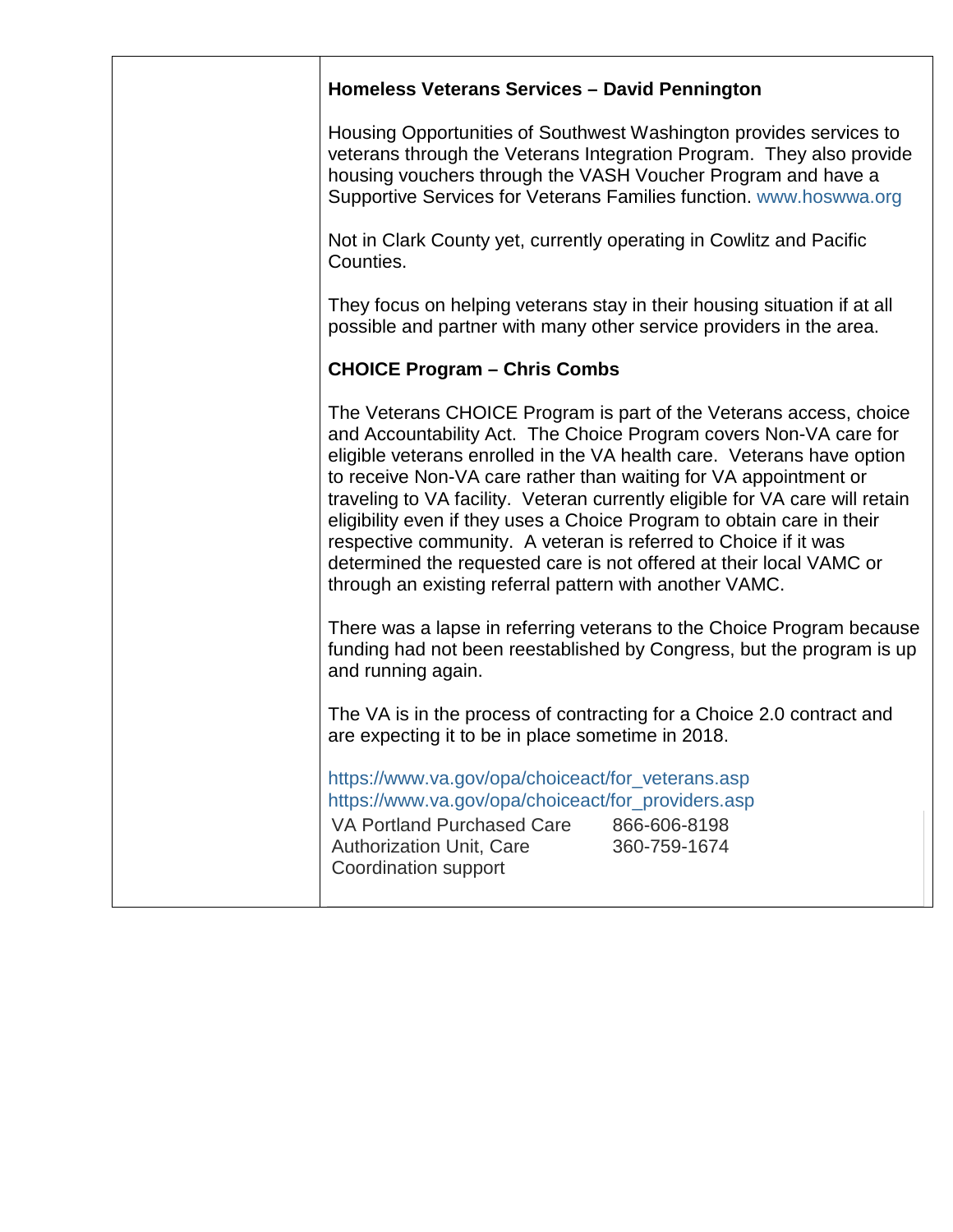**Homeless Veterans Services – David Pennington**

Housing Opportunities of Southwest Washington provides services to veterans through the Veterans Integration Program. They also provide housing vouchers through the VASH Voucher Program and have a Supportive Services for Veterans Families function. www.hoswwa.org

Not in Clark County yet, currently operating in Cowlitz and Pacific Counties.

They focus on helping veterans stay in their housing situation if at all possible and partner with many other service providers in the area.

**CHOICE Program – Chris Combs**

The Veterans CHOICE Program is part of the Veterans access, choice and Accountability Act. The Choice Program covers Non-VA care for eligible veterans enrolled in the VA health care. Veterans have option to receive Non-VA care rather than waiting for VA appointment or traveling to VA facility. Veteran currently eligible for VA care will retain eligibility even if they uses a Choice Program to obtain care in their respective community. A veteran is referred to Choice if it was determined the requested care is not offered at their local VAMC or through an existing referral pattern with another VAMC.

There was a lapse in referring veterans to the Choice Program because funding had not been reestablished by Congress, but the program is up and running again.

The VA is in the process of contracting for a Choice 2.0 contract and are expecting it to be in place sometime in 2018.

https://www.va.gov/opa/choiceact/for_veterans.asp
https://www.va.gov/opa/choiceact/for_providers.asp

| | |
|---|---|
| VA Portland Purchased Care Authorization Unit, Care Coordination support | 866-606-8198<br>360-759-1674 |